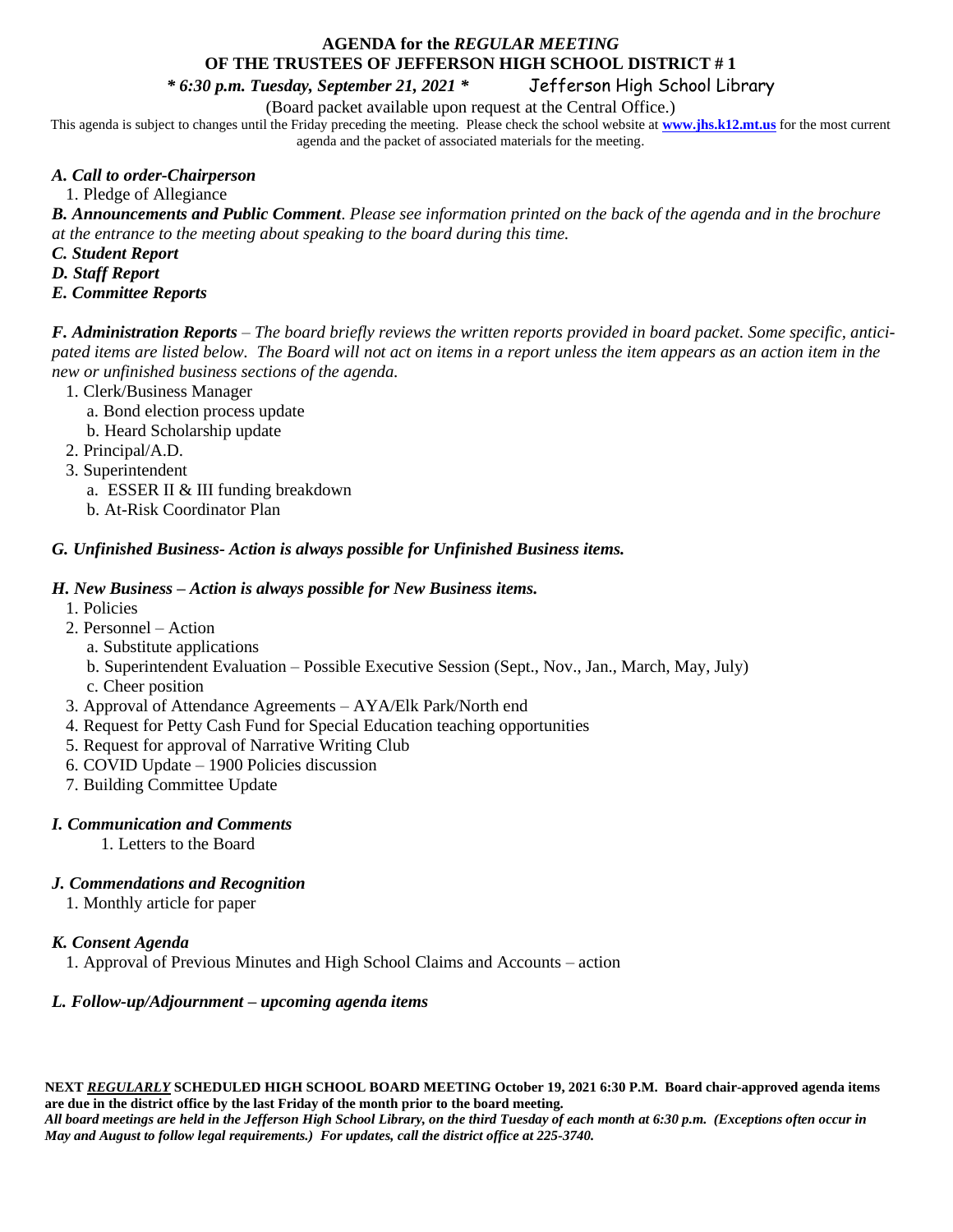# AGENDA for the *REGULAR MEETING* OF THE TRUSTEES OF JEFFERSON HIGH SCHOOL DISTRICT # 1

***\* 6:30 p.m. Tuesday, September 21, 2021 \**** Jefferson High School Library

(Board packet available upon request at the Central Office.)

This agenda is subject to changes until the Friday preceding the meeting. Please check the school website at **www.jhs.k12.mt.us** for the most current agenda and the packet of associated materials for the meeting.

***A. Call to order-Chairperson***

1. Pledge of Allegiance

***B. Announcements and Public Comment****. Please see information printed on the back of the agenda and in the brochure at the entrance to the meeting about speaking to the board during this time.*

***C. Student Report***

***D. Staff Report***

***E. Committee Reports***

***F. Administration Reports*** *– The board briefly reviews the written reports provided in board packet. Some specific, anticipated items are listed below. The Board will not act on items in a report unless the item appears as an action item in the new or unfinished business sections of the agenda.*

1. Clerk/Business Manager
   a. Bond election process update
   b. Heard Scholarship update
2. Principal/A.D.
3. Superintendent
   a. ESSER II & III funding breakdown
   b. At-Risk Coordinator Plan

***G. Unfinished Business- Action is always possible for Unfinished Business items.***

***H. New Business – Action is always possible for New Business items.***

1. Policies
2. Personnel – Action
   a. Substitute applications
   b. Superintendent Evaluation – Possible Executive Session (Sept., Nov., Jan., March, May, July)
   c. Cheer position
3. Approval of Attendance Agreements – AYA/Elk Park/North end
4. Request for Petty Cash Fund for Special Education teaching opportunities
5. Request for approval of Narrative Writing Club
6. COVID Update – 1900 Policies discussion
7. Building Committee Update

***I. Communication and Comments***

1. Letters to the Board

***J. Commendations and Recognition***

1. Monthly article for paper

***K. Consent Agenda***

1. Approval of Previous Minutes and High School Claims and Accounts – action

***L. Follow-up/Adjournment – upcoming agenda items***

**NEXT *REGULARLY* SCHEDULED HIGH SCHOOL BOARD MEETING October 19, 2021 6:30 P.M. Board chair-approved agenda items are due in the district office by the last Friday of the month prior to the board meeting.**

***All board meetings are held in the Jefferson High School Library, on the third Tuesday of each month at 6:30 p.m. (Exceptions often occur in May and August to follow legal requirements.) For updates, call the district office at 225-3740.***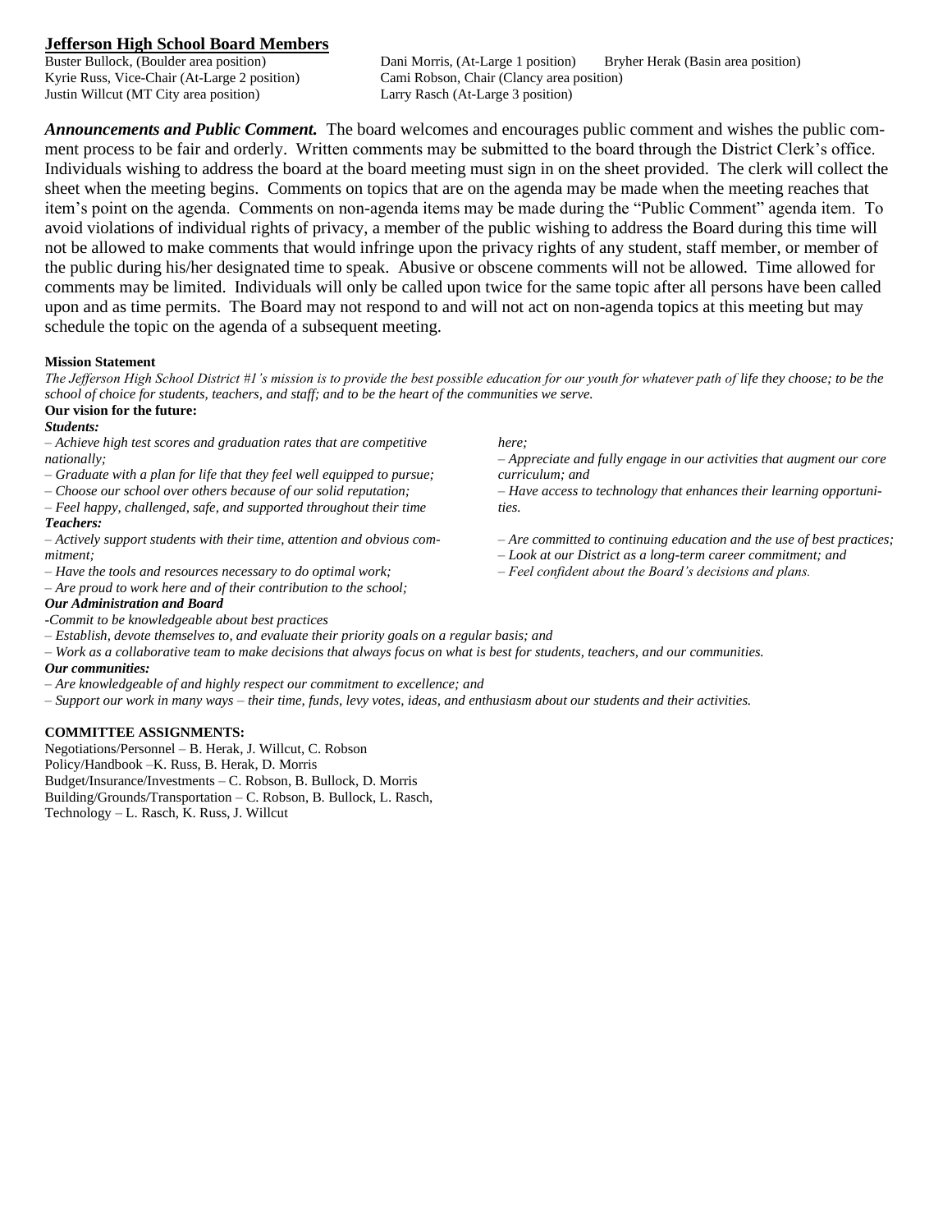## Jefferson High School Board Members

Buster Bullock, (Boulder area position)
Kyrie Russ, Vice-Chair (At-Large 2 position)
Justin Willcut (MT City area position)
Dani Morris, (At-Large 1 position)
Cami Robson, Chair (Clancy area position)
Larry Rasch (At-Large 3 position)
Bryher Herak (Basin area position)

***Announcements and Public Comment.*** The board welcomes and encourages public comment and wishes the public comment process to be fair and orderly. Written comments may be submitted to the board through the District Clerk's office. Individuals wishing to address the board at the board meeting must sign in on the sheet provided. The clerk will collect the sheet when the meeting begins. Comments on topics that are on the agenda may be made when the meeting reaches that item's point on the agenda. Comments on non-agenda items may be made during the "Public Comment" agenda item. To avoid violations of individual rights of privacy, a member of the public wishing to address the Board during this time will not be allowed to make comments that would infringe upon the privacy rights of any student, staff member, or member of the public during his/her designated time to speak. Abusive or obscene comments will not be allowed. Time allowed for comments may be limited. Individuals will only be called upon twice for the same topic after all persons have been called upon and as time permits. The Board may not respond to and will not act on non-agenda topics at this meeting but may schedule the topic on the agenda of a subsequent meeting.

**Mission Statement**

*The Jefferson High School District #1's mission is to provide the best possible education for our youth for whatever path of life they choose; to be the school of choice for students, teachers, and staff; and to be the heart of the communities we serve.*

**Our vision for the future:**

***Students:***

*– Achieve high test scores and graduation rates that are competitive nationally;*
*– Graduate with a plan for life that they feel well equipped to pursue;*
*– Choose our school over others because of our solid reputation;*
*– Feel happy, challenged, safe, and supported throughout their time here;*
*– Appreciate and fully engage in our activities that augment our core curriculum; and*
*– Have access to technology that enhances their learning opportunities.*

***Teachers:***

*– Actively support students with their time, attention and obvious commitment;*
*– Have the tools and resources necessary to do optimal work;*
*– Are proud to work here and of their contribution to the school;*
*– Are committed to continuing education and the use of best practices;*
*– Look at our District as a long-term career commitment; and*
*– Feel confident about the Board's decisions and plans.*

***Our Administration and Board***

*-Commit to be knowledgeable about best practices*
*– Establish, devote themselves to, and evaluate their priority goals on a regular basis; and*
*– Work as a collaborative team to make decisions that always focus on what is best for students, teachers, and our communities.*

***Our communities:***

*– Are knowledgeable of and highly respect our commitment to excellence; and*
*– Support our work in many ways – their time, funds, levy votes, ideas, and enthusiasm about our students and their activities.*

**COMMITTEE ASSIGNMENTS:**

Negotiations/Personnel – B. Herak, J. Willcut, C. Robson
Policy/Handbook –K. Russ, B. Herak, D. Morris
Budget/Insurance/Investments – C. Robson, B. Bullock, D. Morris
Building/Grounds/Transportation – C. Robson, B. Bullock, L. Rasch,
Technology – L. Rasch, K. Russ, J. Willcut